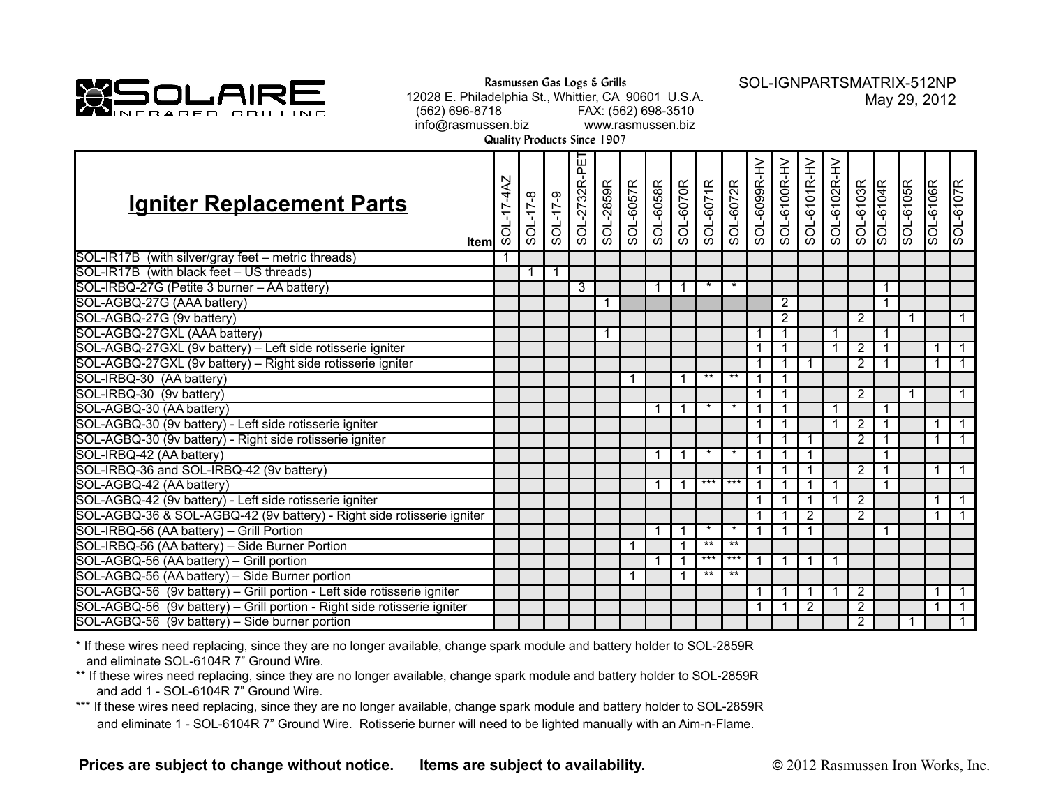**SOLAIRE** INFRARED GRILLING

**Rasmussen Gas Logs & Grills**
12028 E. Philadelphia St., Whittier, CA 90601 U.S.A.
(562) 696-8718 FAX: (562) 698-3510
info@rasmussen.biz www.rasmussen.biz
**Quality Products Since 1907**

SOL-IGNPARTSMATRIX-512NP
May 29, 2012

## Igniter Replacement Parts

| Item | SOL-17-4AZ | SOL-17-8 | SOL-17-9 | SOL-2732R-PET | SOL-2859R | SOL-6057R | SOL-6058R | SOL-6070R | SOL-6071R | SOL-6072R | SOL-6099R-HV | SOL-6100R-HV | SOL-6101R-HV | SOL-6102R-HV | SOL-6103R | SOL-6104R | SOL-6105R | SOL-6106R | SOL-6107R |
|---|---|---|---|---|---|---|---|---|---|---|---|---|---|---|---|---|---|---|---|
| SOL-IR17B (with silver/gray feet – metric threads) | 1 | | | | | | | | | | | | | | | | | | |
| SOL-IR17B (with black feet – US threads) | | 1 | 1 | | | | | | | | | | | | | | | | |
| SOL-IRBQ-27G (Petite 3 burner – AA battery) | | | | 3 | | | 1 | 1 | * | * | | | | | | 1 | | | |
| SOL-AGBQ-27G (AAA battery) | | | | | 1 | | | | | | | 2 | | | | 1 | | | |
| SOL-AGBQ-27G (9v battery) | | | | | | | | | | | | 2 | | | 2 | | 1 | | 1 |
| SOL-AGBQ-27GXL (AAA battery) | | | | | 1 | | | | | | 1 | 1 | | 1 | | 1 | | | |
| SOL-AGBQ-27GXL (9v battery) – Left side rotisserie igniter | | | | | | | | | | | 1 | 1 | | 1 | 2 | 1 | | 1 | 1 |
| SOL-AGBQ-27GXL (9v battery) – Right side rotisserie igniter | | | | | | | | | | | 1 | 1 | 1 | | 2 | 1 | | 1 | 1 |
| SOL-IRBQ-30 (AA battery) | | | | | | 1 | | 1 | ** | ** | 1 | 1 | | | | | | | |
| SOL-IRBQ-30 (9v battery) | | | | | | | | | | | 1 | 1 | | | 2 | | 1 | | 1 |
| SOL-AGBQ-30 (AA battery) | | | | | | | 1 | 1 | * | * | 1 | 1 | | 1 | | 1 | | | |
| SOL-AGBQ-30 (9v battery) - Left side rotisserie igniter | | | | | | | | | | | 1 | 1 | | 1 | 2 | 1 | | 1 | 1 |
| SOL-AGBQ-30 (9v battery) - Right side rotisserie igniter | | | | | | | | | | | 1 | 1 | 1 | | 2 | 1 | | 1 | 1 |
| SOL-IRBQ-42 (AA battery) | | | | | | | 1 | 1 | * | * | 1 | 1 | 1 | | | 1 | | | |
| SOL-IRBQ-36 and SOL-IRBQ-42 (9v battery) | | | | | | | | | | | 1 | 1 | 1 | | 2 | 1 | | 1 | 1 |
| SOL-AGBQ-42 (AA battery) | | | | | | | 1 | 1 | *** | *** | 1 | 1 | 1 | 1 | | 1 | | | |
| SOL-AGBQ-42 (9v battery) - Left side rotisserie igniter | | | | | | | | | | | 1 | 1 | 1 | 1 | 2 | | | 1 | 1 |
| SOL-AGBQ-36 & SOL-AGBQ-42 (9v battery) - Right side rotisserie igniter | | | | | | | | | | | 1 | 1 | 2 | | 2 | | | 1 | 1 |
| SOL-IRBQ-56 (AA battery) – Grill Portion | | | | | | | 1 | 1 | * | * | 1 | 1 | 1 | | | 1 | | | |
| SOL-IRBQ-56 (AA battery) – Side Burner Portion | | | | | | 1 | | 1 | ** | ** | | | | | | | | | |
| SOL-AGBQ-56 (AA battery) – Grill portion | | | | | | | 1 | 1 | *** | *** | 1 | 1 | 1 | 1 | | | | | |
| SOL-AGBQ-56 (AA battery) – Side Burner portion | | | | | | 1 | | 1 | ** | ** | | | | | | | | | |
| SOL-AGBQ-56 (9v battery) – Grill portion - Left side rotisserie igniter | | | | | | | | | | | 1 | 1 | 1 | 1 | 2 | | | 1 | 1 |
| SOL-AGBQ-56 (9v battery) – Grill portion - Right side rotisserie igniter | | | | | | | | | | | 1 | 1 | 2 | | 2 | | | 1 | 1 |
| SOL-AGBQ-56 (9v battery) – Side burner portion | | | | | | | | | | | | | | | 2 | | 1 | | 1 |

\* If these wires need replacing, since they are no longer available, change spark module and battery holder to SOL-2859R and eliminate SOL-6104R 7" Ground Wire.

\*\* If these wires need replacing, since they are no longer available, change spark module and battery holder to SOL-2859R and add 1 - SOL-6104R 7" Ground Wire.

\*\*\* If these wires need replacing, since they are no longer available, change spark module and battery holder to SOL-2859R and eliminate 1 - SOL-6104R 7" Ground Wire. Rotisserie burner will need to be lighted manually with an Aim-n-Flame.

**Prices are subject to change without notice. Items are subject to availability.**

© 2012 Rasmussen Iron Works, Inc.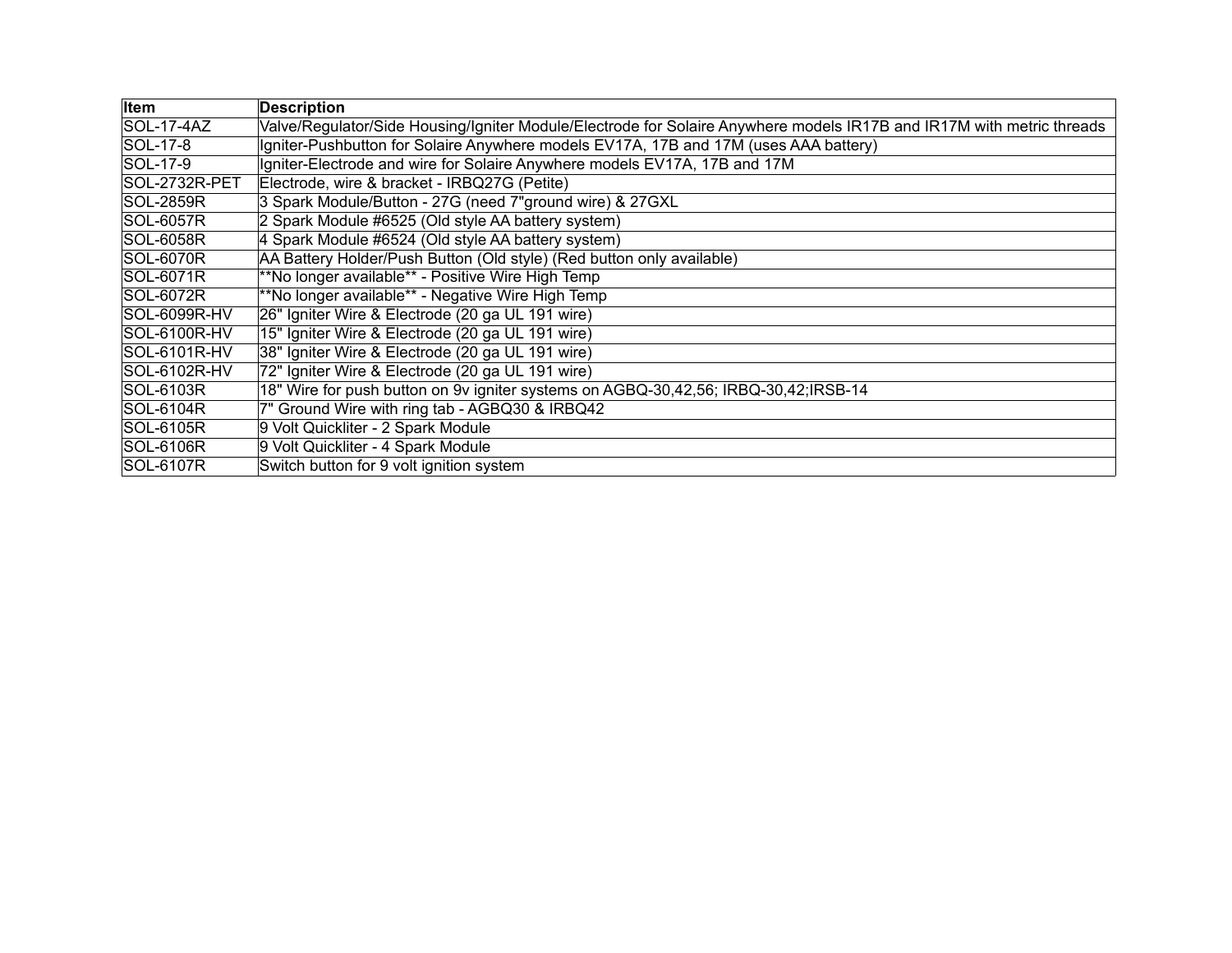| Item | Description |
|---|---|
| SOL-17-4AZ | Valve/Regulator/Side Housing/Igniter Module/Electrode for Solaire Anywhere models IR17B and IR17M with metric threads |
| SOL-17-8 | Igniter-Pushbutton for Solaire Anywhere models EV17A, 17B and 17M (uses AAA battery) |
| SOL-17-9 | Igniter-Electrode and wire for Solaire Anywhere models EV17A, 17B and 17M |
| SOL-2732R-PET | Electrode, wire & bracket - IRBQ27G (Petite) |
| SOL-2859R | 3 Spark Module/Button - 27G (need 7"ground wire) & 27GXL |
| SOL-6057R | 2 Spark Module #6525 (Old style AA battery system) |
| SOL-6058R | 4 Spark Module #6524 (Old style AA battery system) |
| SOL-6070R | AA Battery Holder/Push Button (Old style) (Red button only available) |
| SOL-6071R | **No longer available** - Positive Wire High Temp |
| SOL-6072R | **No longer available** - Negative Wire High Temp |
| SOL-6099R-HV | 26" Igniter Wire & Electrode (20 ga UL 191 wire) |
| SOL-6100R-HV | 15" Igniter Wire & Electrode (20 ga UL 191 wire) |
| SOL-6101R-HV | 38" Igniter Wire & Electrode (20 ga UL 191 wire) |
| SOL-6102R-HV | 72" Igniter Wire & Electrode (20 ga UL 191 wire) |
| SOL-6103R | 18" Wire for push button on 9v igniter systems on AGBQ-30,42,56; IRBQ-30,42;IRSB-14 |
| SOL-6104R | 7" Ground Wire with ring tab - AGBQ30 & IRBQ42 |
| SOL-6105R | 9 Volt Quickliter - 2 Spark Module |
| SOL-6106R | 9 Volt Quickliter - 4 Spark Module |
| SOL-6107R | Switch button for 9 volt ignition system |